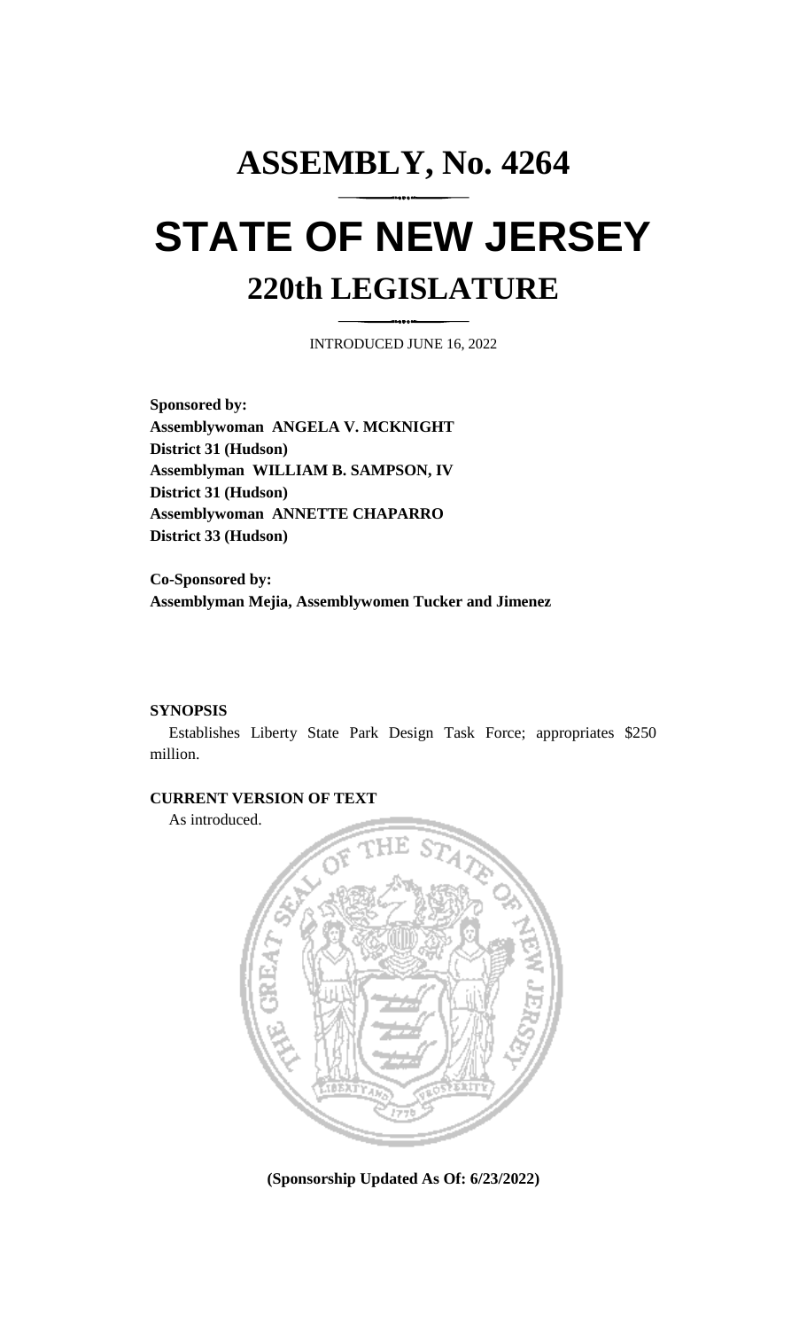# ASSEMBLY, No. 4264

# STATE OF NEW JERSEY

## 220th LEGISLATURE

INTRODUCED JUNE 16, 2022

**Sponsored by:**
**Assemblywoman ANGELA V. MCKNIGHT**
**District 31 (Hudson)**
**Assemblyman WILLIAM B. SAMPSON, IV**
**District 31 (Hudson)**
**Assemblywoman ANNETTE CHAPARRO**
**District 33 (Hudson)**

**Co-Sponsored by:**
**Assemblyman Mejia, Assemblywomen Tucker and Jimenez**

**SYNOPSIS**

Establishes Liberty State Park Design Task Force; appropriates $250 million.

**CURRENT VERSION OF TEXT**

As introduced.

**(Sponsorship Updated As Of: 6/23/2022)**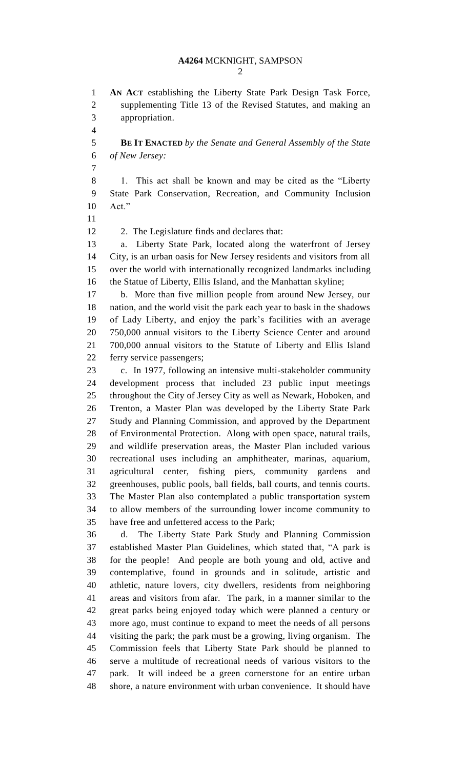**AN ACT** establishing the Liberty State Park Design Task Force, supplementing Title 13 of the Revised Statutes, and making an appropriation.

**BE IT ENACTED** *by the Senate and General Assembly of the State of New Jersey:*

1. This act shall be known and may be cited as the "Liberty State Park Conservation, Recreation, and Community Inclusion Act."

2. The Legislature finds and declares that:

a. Liberty State Park, located along the waterfront of Jersey City, is an urban oasis for New Jersey residents and visitors from all over the world with internationally recognized landmarks including the Statue of Liberty, Ellis Island, and the Manhattan skyline;

b. More than five million people from around New Jersey, our nation, and the world visit the park each year to bask in the shadows of Lady Liberty, and enjoy the park's facilities with an average 750,000 annual visitors to the Liberty Science Center and around 700,000 annual visitors to the Statute of Liberty and Ellis Island ferry service passengers;

c. In 1977, following an intensive multi-stakeholder community development process that included 23 public input meetings throughout the City of Jersey City as well as Newark, Hoboken, and Trenton, a Master Plan was developed by the Liberty State Park Study and Planning Commission, and approved by the Department of Environmental Protection. Along with open space, natural trails, and wildlife preservation areas, the Master Plan included various recreational uses including an amphitheater, marinas, aquarium, agricultural center, fishing piers, community gardens and greenhouses, public pools, ball fields, ball courts, and tennis courts. The Master Plan also contemplated a public transportation system to allow members of the surrounding lower income community to have free and unfettered access to the Park;

d. The Liberty State Park Study and Planning Commission established Master Plan Guidelines, which stated that, "A park is for the people! And people are both young and old, active and contemplative, found in grounds and in solitude, artistic and athletic, nature lovers, city dwellers, residents from neighboring areas and visitors from afar. The park, in a manner similar to the great parks being enjoyed today which were planned a century or more ago, must continue to expand to meet the needs of all persons visiting the park; the park must be a growing, living organism. The Commission feels that Liberty State Park should be planned to serve a multitude of recreational needs of various visitors to the park. It will indeed be a green cornerstone for an entire urban shore, a nature environment with urban convenience. It should have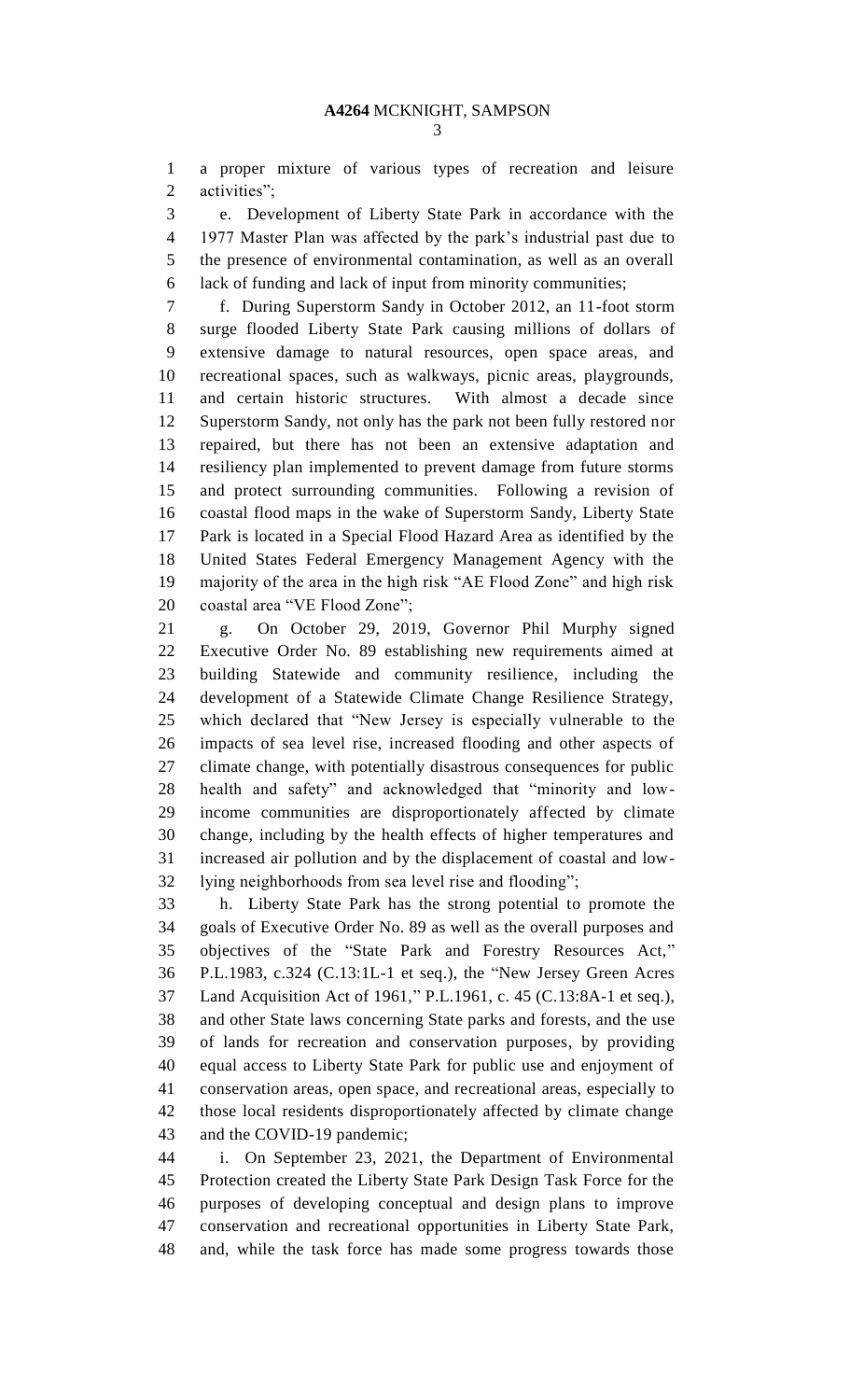a proper mixture of various types of recreation and leisure activities";

e. Development of Liberty State Park in accordance with the 1977 Master Plan was affected by the park's industrial past due to the presence of environmental contamination, as well as an overall lack of funding and lack of input from minority communities;

f. During Superstorm Sandy in October 2012, an 11-foot storm surge flooded Liberty State Park causing millions of dollars of extensive damage to natural resources, open space areas, and recreational spaces, such as walkways, picnic areas, playgrounds, and certain historic structures. With almost a decade since Superstorm Sandy, not only has the park not been fully restored nor repaired, but there has not been an extensive adaptation and resiliency plan implemented to prevent damage from future storms and protect surrounding communities. Following a revision of coastal flood maps in the wake of Superstorm Sandy, Liberty State Park is located in a Special Flood Hazard Area as identified by the United States Federal Emergency Management Agency with the majority of the area in the high risk "AE Flood Zone" and high risk coastal area "VE Flood Zone";

g. On October 29, 2019, Governor Phil Murphy signed Executive Order No. 89 establishing new requirements aimed at building Statewide and community resilience, including the development of a Statewide Climate Change Resilience Strategy, which declared that "New Jersey is especially vulnerable to the impacts of sea level rise, increased flooding and other aspects of climate change, with potentially disastrous consequences for public health and safety" and acknowledged that "minority and low-income communities are disproportionately affected by climate change, including by the health effects of higher temperatures and increased air pollution and by the displacement of coastal and low-lying neighborhoods from sea level rise and flooding";

h. Liberty State Park has the strong potential to promote the goals of Executive Order No. 89 as well as the overall purposes and objectives of the "State Park and Forestry Resources Act," P.L.1983, c.324 (C.13:1L-1 et seq.), the "New Jersey Green Acres Land Acquisition Act of 1961," P.L.1961, c. 45 (C.13:8A-1 et seq.), and other State laws concerning State parks and forests, and the use of lands for recreation and conservation purposes, by providing equal access to Liberty State Park for public use and enjoyment of conservation areas, open space, and recreational areas, especially to those local residents disproportionately affected by climate change and the COVID-19 pandemic;

i. On September 23, 2021, the Department of Environmental Protection created the Liberty State Park Design Task Force for the purposes of developing conceptual and design plans to improve conservation and recreational opportunities in Liberty State Park, and, while the task force has made some progress towards those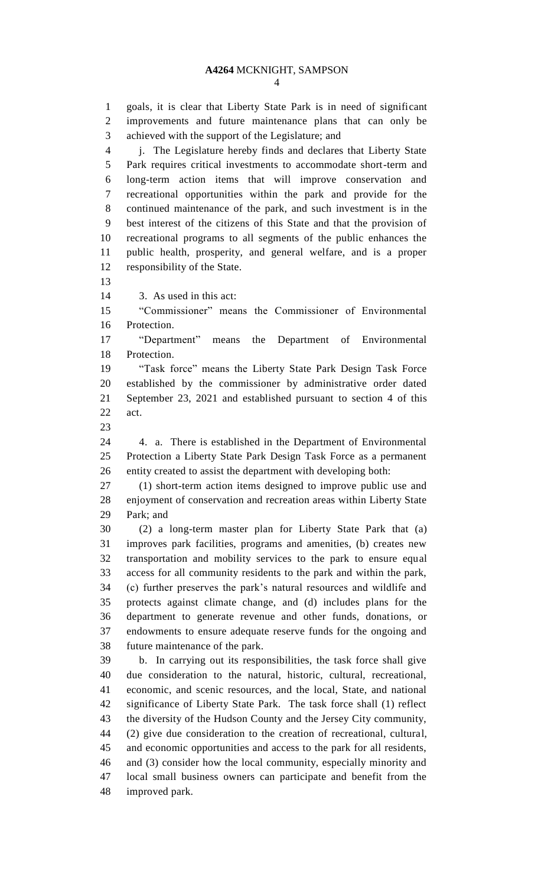goals, it is clear that Liberty State Park is in need of significant improvements and future maintenance plans that can only be achieved with the support of the Legislature; and

j. The Legislature hereby finds and declares that Liberty State Park requires critical investments to accommodate short-term and long-term action items that will improve conservation and recreational opportunities within the park and provide for the continued maintenance of the park, and such investment is in the best interest of the citizens of this State and that the provision of recreational programs to all segments of the public enhances the public health, prosperity, and general welfare, and is a proper responsibility of the State.

3. As used in this act:

"Commissioner" means the Commissioner of Environmental Protection.

"Department" means the Department of Environmental Protection.

"Task force" means the Liberty State Park Design Task Force established by the commissioner by administrative order dated September 23, 2021 and established pursuant to section 4 of this act.

4. a. There is established in the Department of Environmental Protection a Liberty State Park Design Task Force as a permanent entity created to assist the department with developing both:

(1) short-term action items designed to improve public use and enjoyment of conservation and recreation areas within Liberty State Park; and

(2) a long-term master plan for Liberty State Park that (a) improves park facilities, programs and amenities, (b) creates new transportation and mobility services to the park to ensure equal access for all community residents to the park and within the park, (c) further preserves the park's natural resources and wildlife and protects against climate change, and (d) includes plans for the department to generate revenue and other funds, donations, or endowments to ensure adequate reserve funds for the ongoing and future maintenance of the park.

b. In carrying out its responsibilities, the task force shall give due consideration to the natural, historic, cultural, recreational, economic, and scenic resources, and the local, State, and national significance of Liberty State Park. The task force shall (1) reflect the diversity of the Hudson County and the Jersey City community, (2) give due consideration to the creation of recreational, cultural, and economic opportunities and access to the park for all residents, and (3) consider how the local community, especially minority and local small business owners can participate and benefit from the improved park.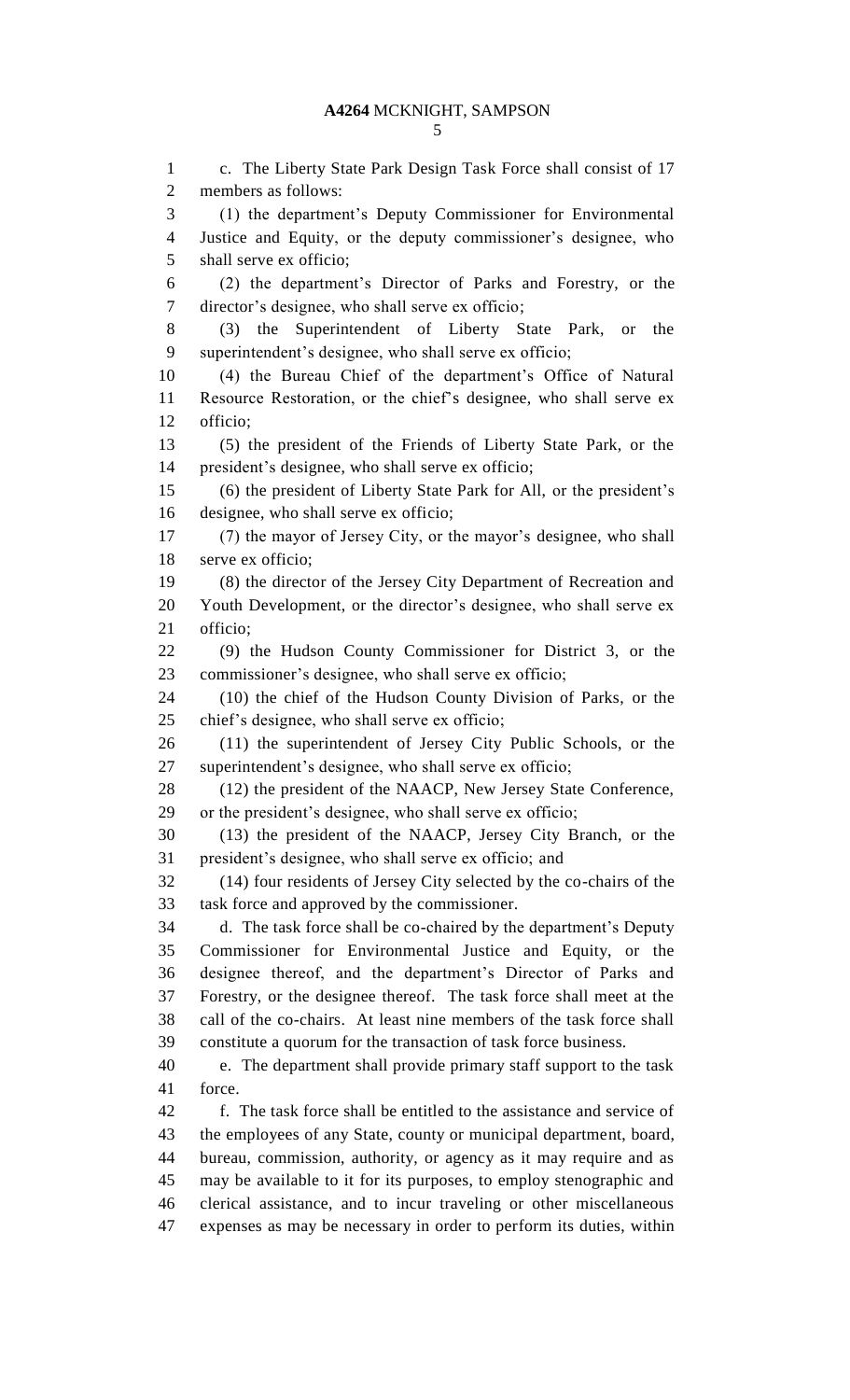c. The Liberty State Park Design Task Force shall consist of 17 members as follows:

(1) the department's Deputy Commissioner for Environmental Justice and Equity, or the deputy commissioner's designee, who shall serve ex officio;

(2) the department's Director of Parks and Forestry, or the director's designee, who shall serve ex officio;

(3) the Superintendent of Liberty State Park, or the superintendent's designee, who shall serve ex officio;

(4) the Bureau Chief of the department's Office of Natural Resource Restoration, or the chief's designee, who shall serve ex officio;

(5) the president of the Friends of Liberty State Park, or the president's designee, who shall serve ex officio;

(6) the president of Liberty State Park for All, or the president's designee, who shall serve ex officio;

(7) the mayor of Jersey City, or the mayor's designee, who shall serve ex officio;

(8) the director of the Jersey City Department of Recreation and Youth Development, or the director's designee, who shall serve ex officio;

(9) the Hudson County Commissioner for District 3, or the commissioner's designee, who shall serve ex officio;

(10) the chief of the Hudson County Division of Parks, or the chief's designee, who shall serve ex officio;

(11) the superintendent of Jersey City Public Schools, or the superintendent's designee, who shall serve ex officio;

(12) the president of the NAACP, New Jersey State Conference, or the president's designee, who shall serve ex officio;

(13) the president of the NAACP, Jersey City Branch, or the president's designee, who shall serve ex officio; and

(14) four residents of Jersey City selected by the co-chairs of the task force and approved by the commissioner.

d. The task force shall be co-chaired by the department's Deputy Commissioner for Environmental Justice and Equity, or the designee thereof, and the department's Director of Parks and Forestry, or the designee thereof. The task force shall meet at the call of the co-chairs. At least nine members of the task force shall constitute a quorum for the transaction of task force business.

e. The department shall provide primary staff support to the task force.

f. The task force shall be entitled to the assistance and service of the employees of any State, county or municipal department, board, bureau, commission, authority, or agency as it may require and as may be available to it for its purposes, to employ stenographic and clerical assistance, and to incur traveling or other miscellaneous expenses as may be necessary in order to perform its duties, within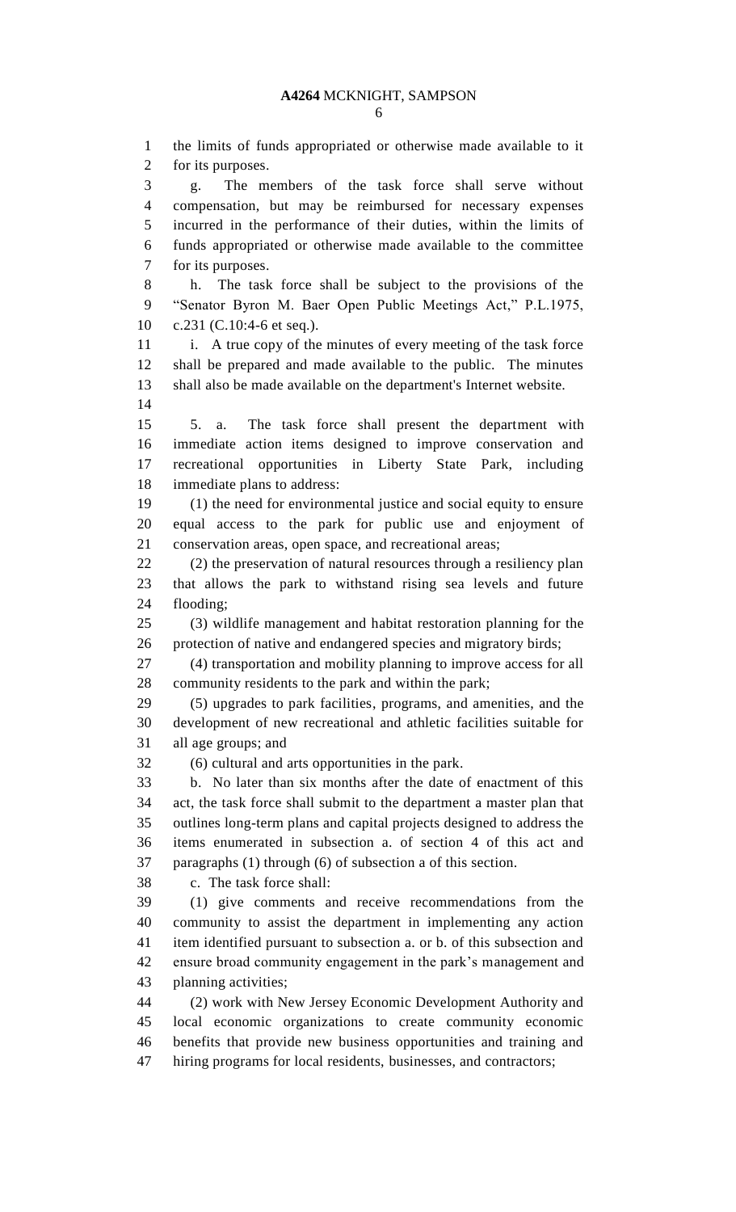the limits of funds appropriated or otherwise made available to it for its purposes.

g. The members of the task force shall serve without compensation, but may be reimbursed for necessary expenses incurred in the performance of their duties, within the limits of funds appropriated or otherwise made available to the committee for its purposes.

h. The task force shall be subject to the provisions of the "Senator Byron M. Baer Open Public Meetings Act," P.L.1975, c.231 (C.10:4-6 et seq.).

i. A true copy of the minutes of every meeting of the task force shall be prepared and made available to the public. The minutes shall also be made available on the department's Internet website.

5. a. The task force shall present the department with immediate action items designed to improve conservation and recreational opportunities in Liberty State Park, including immediate plans to address:

(1) the need for environmental justice and social equity to ensure equal access to the park for public use and enjoyment of conservation areas, open space, and recreational areas;

(2) the preservation of natural resources through a resiliency plan that allows the park to withstand rising sea levels and future flooding;

(3) wildlife management and habitat restoration planning for the protection of native and endangered species and migratory birds;

(4) transportation and mobility planning to improve access for all community residents to the park and within the park;

(5) upgrades to park facilities, programs, and amenities, and the development of new recreational and athletic facilities suitable for all age groups; and

(6) cultural and arts opportunities in the park.

b. No later than six months after the date of enactment of this act, the task force shall submit to the department a master plan that outlines long-term plans and capital projects designed to address the items enumerated in subsection a. of section 4 of this act and paragraphs (1) through (6) of subsection a of this section.

c. The task force shall:

(1) give comments and receive recommendations from the community to assist the department in implementing any action item identified pursuant to subsection a. or b. of this subsection and ensure broad community engagement in the park's management and planning activities;

(2) work with New Jersey Economic Development Authority and local economic organizations to create community economic benefits that provide new business opportunities and training and hiring programs for local residents, businesses, and contractors;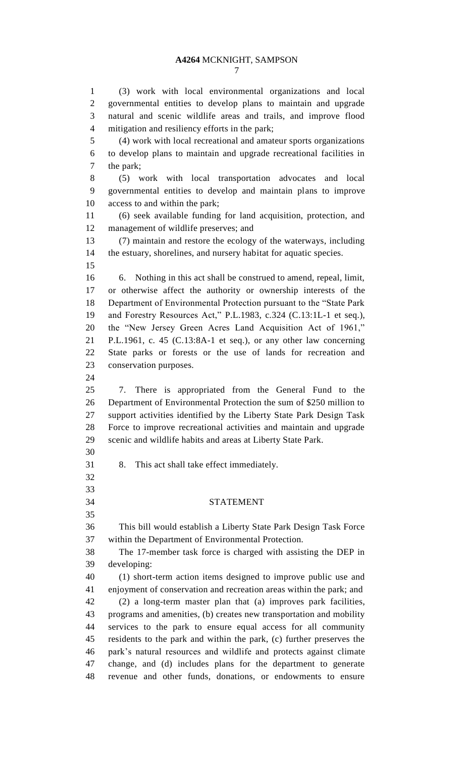(3) work with local environmental organizations and local governmental entities to develop plans to maintain and upgrade natural and scenic wildlife areas and trails, and improve flood mitigation and resiliency efforts in the park;

(4) work with local recreational and amateur sports organizations to develop plans to maintain and upgrade recreational facilities in the park;

(5) work with local transportation advocates and local governmental entities to develop and maintain plans to improve access to and within the park;

(6) seek available funding for land acquisition, protection, and management of wildlife preserves; and

(7) maintain and restore the ecology of the waterways, including the estuary, shorelines, and nursery habitat for aquatic species.

6. Nothing in this act shall be construed to amend, repeal, limit, or otherwise affect the authority or ownership interests of the Department of Environmental Protection pursuant to the "State Park and Forestry Resources Act," P.L.1983, c.324 (C.13:1L-1 et seq.), the "New Jersey Green Acres Land Acquisition Act of 1961," P.L.1961, c. 45 (C.13:8A-1 et seq.), or any other law concerning State parks or forests or the use of lands for recreation and conservation purposes.

7. There is appropriated from the General Fund to the Department of Environmental Protection the sum of $250 million to support activities identified by the Liberty State Park Design Task Force to improve recreational activities and maintain and upgrade scenic and wildlife habits and areas at Liberty State Park.

8. This act shall take effect immediately.

## STATEMENT

This bill would establish a Liberty State Park Design Task Force within the Department of Environmental Protection.

The 17-member task force is charged with assisting the DEP in developing:

(1) short-term action items designed to improve public use and enjoyment of conservation and recreation areas within the park; and

(2) a long-term master plan that (a) improves park facilities, programs and amenities, (b) creates new transportation and mobility services to the park to ensure equal access for all community residents to the park and within the park, (c) further preserves the park's natural resources and wildlife and protects against climate change, and (d) includes plans for the department to generate revenue and other funds, donations, or endowments to ensure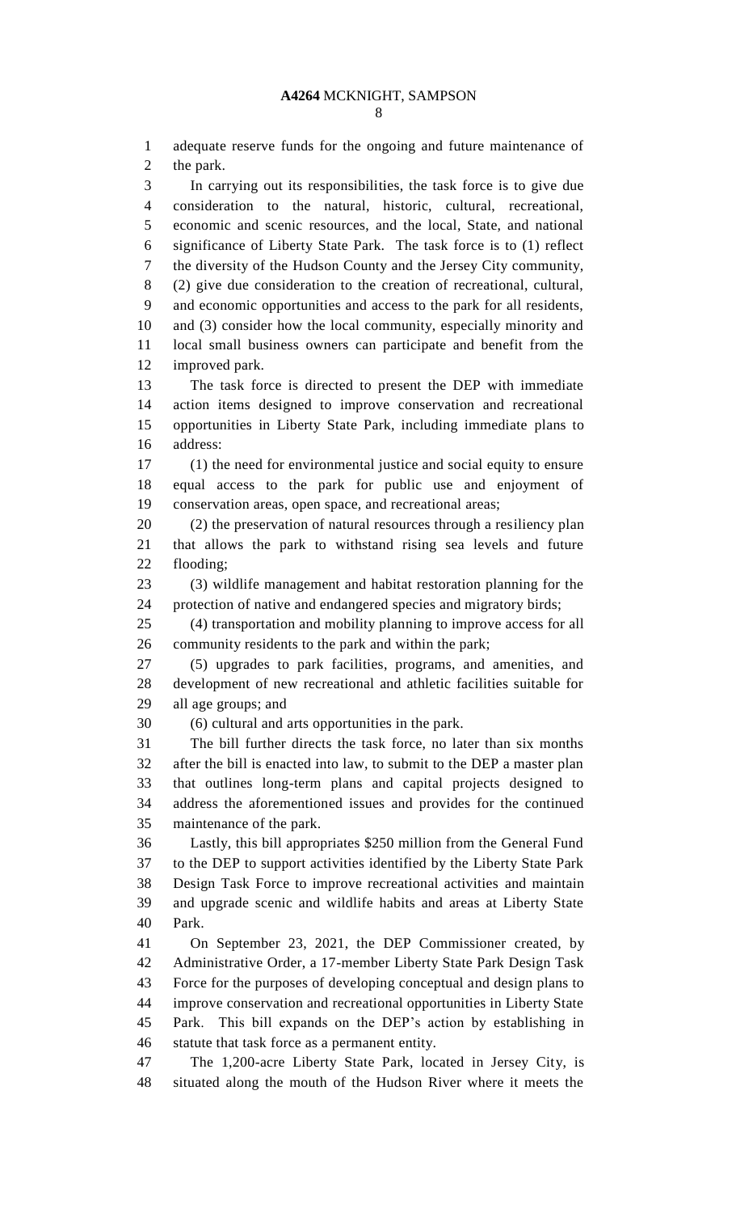adequate reserve funds for the ongoing and future maintenance of the park.

In carrying out its responsibilities, the task force is to give due consideration to the natural, historic, cultural, recreational, economic and scenic resources, and the local, State, and national significance of Liberty State Park. The task force is to (1) reflect the diversity of the Hudson County and the Jersey City community, (2) give due consideration to the creation of recreational, cultural, and economic opportunities and access to the park for all residents, and (3) consider how the local community, especially minority and local small business owners can participate and benefit from the improved park.

The task force is directed to present the DEP with immediate action items designed to improve conservation and recreational opportunities in Liberty State Park, including immediate plans to address:

(1) the need for environmental justice and social equity to ensure equal access to the park for public use and enjoyment of conservation areas, open space, and recreational areas;

(2) the preservation of natural resources through a resiliency plan that allows the park to withstand rising sea levels and future flooding;

(3) wildlife management and habitat restoration planning for the protection of native and endangered species and migratory birds;

(4) transportation and mobility planning to improve access for all community residents to the park and within the park;

(5) upgrades to park facilities, programs, and amenities, and development of new recreational and athletic facilities suitable for all age groups; and

(6) cultural and arts opportunities in the park.

The bill further directs the task force, no later than six months after the bill is enacted into law, to submit to the DEP a master plan that outlines long-term plans and capital projects designed to address the aforementioned issues and provides for the continued maintenance of the park.

Lastly, this bill appropriates \$250 million from the General Fund to the DEP to support activities identified by the Liberty State Park Design Task Force to improve recreational activities and maintain and upgrade scenic and wildlife habits and areas at Liberty State Park.

On September 23, 2021, the DEP Commissioner created, by Administrative Order, a 17-member Liberty State Park Design Task Force for the purposes of developing conceptual and design plans to improve conservation and recreational opportunities in Liberty State Park. This bill expands on the DEP's action by establishing in statute that task force as a permanent entity.

The 1,200-acre Liberty State Park, located in Jersey City, is situated along the mouth of the Hudson River where it meets the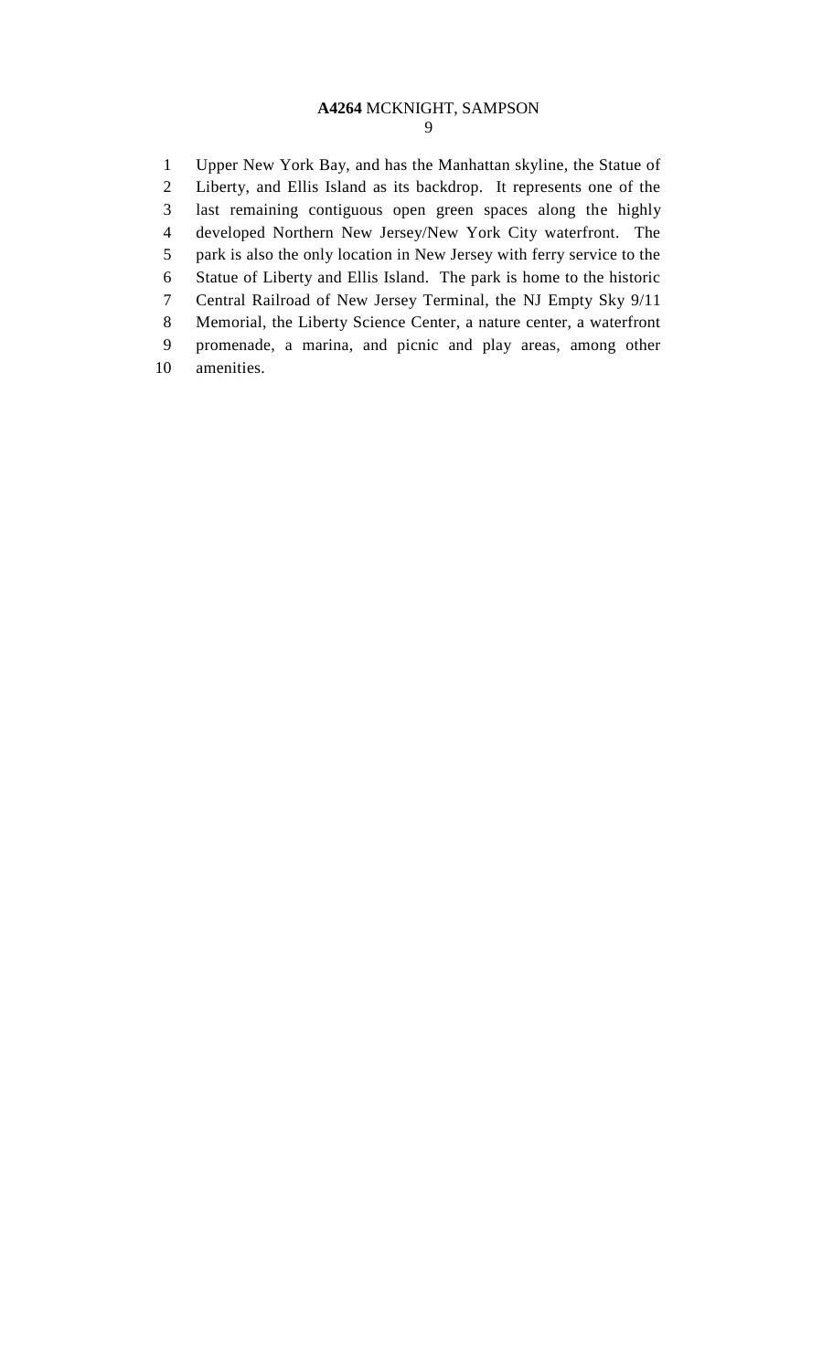Upper New York Bay, and has the Manhattan skyline, the Statue of Liberty, and Ellis Island as its backdrop. It represents one of the last remaining contiguous open green spaces along the highly developed Northern New Jersey/New York City waterfront. The park is also the only location in New Jersey with ferry service to the Statue of Liberty and Ellis Island. The park is home to the historic Central Railroad of New Jersey Terminal, the NJ Empty Sky 9/11 Memorial, the Liberty Science Center, a nature center, a waterfront promenade, a marina, and picnic and play areas, among other amenities.